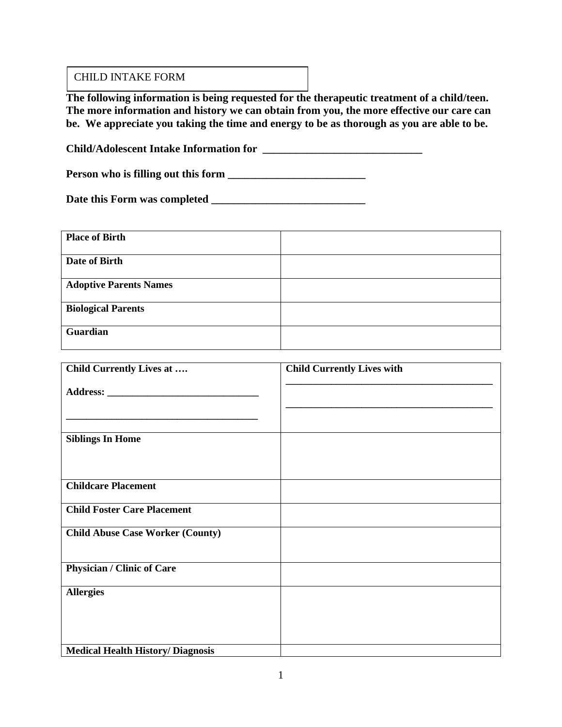CHILD INTAKE FORM

**The following information is being requested for the therapeutic treatment of a child/teen. The more information and history we can obtain from you, the more effective our care can be. We appreciate you taking the time and energy to be as thorough as you are able to be.**

**Child/Adolescent Intake Information for ______________________________**

**Person who is filling out this form _________________________**

**Date this Form was completed ____________________________**

| | |
|---|---|
| **Place of Birth** | |
| **Date of Birth** | |
| **Adoptive Parents Names** | |
| **Biological Parents** | |
| **Guardian** | |

| | |
|---|---|
| **Child Currently Lives at ….** <br> **Address: ______________________________** <br> **____________________________________** | **Child Currently Lives with** <br> ______________________________________ <br> ______________________________________ |
| **Siblings In Home** | |
| **Childcare Placement** | |
| **Child Foster Care Placement** | |
| **Child Abuse Case Worker (County)** | |
| **Physician / Clinic of Care** | |
| **Allergies** | |
| **Medical Health History/ Diagnosis** | |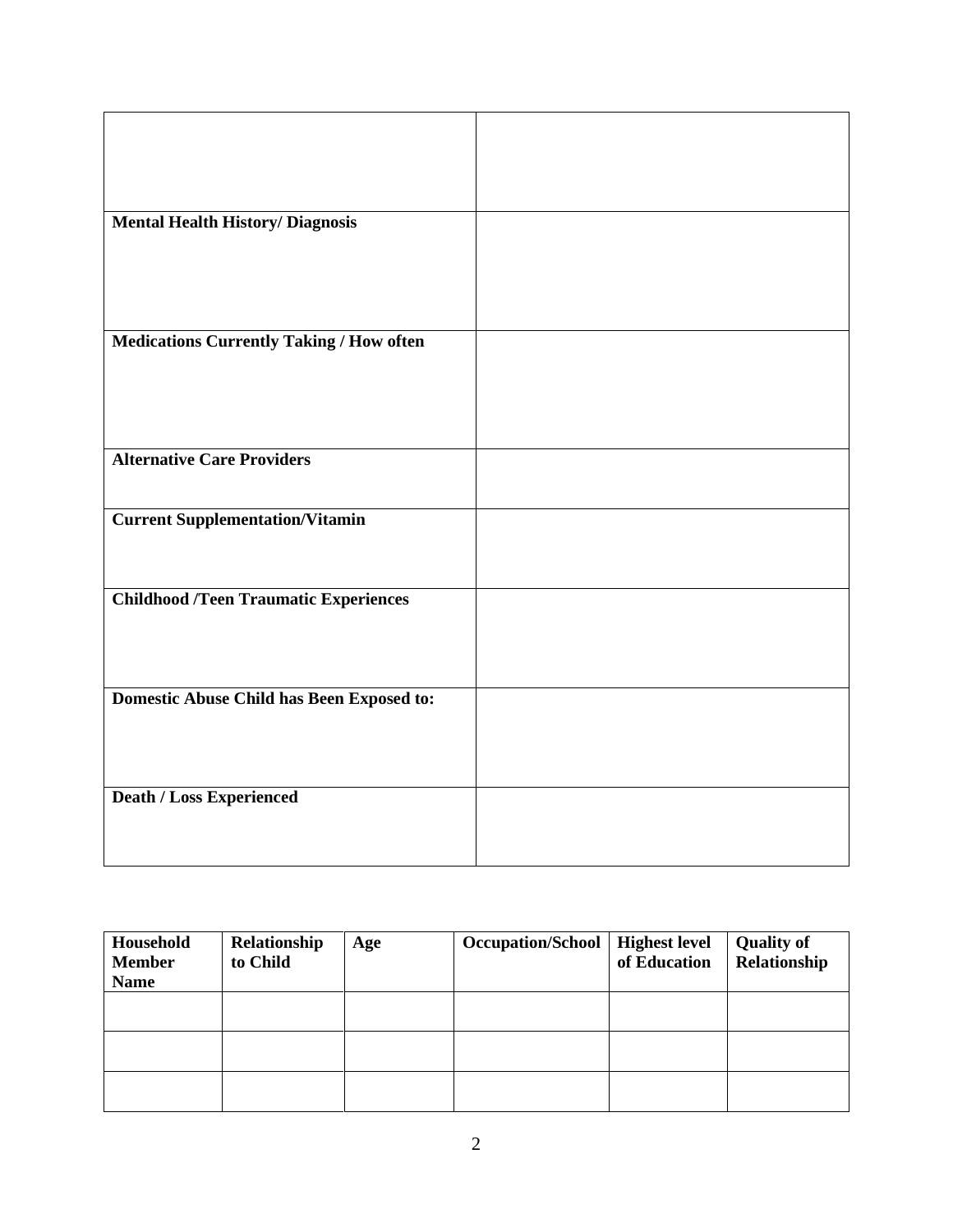| | |
|---|---|
| | |
| **Mental Health History/ Diagnosis** | |
| **Medications Currently Taking / How often** | |
| **Alternative Care Providers** | |
| **Current Supplementation/Vitamin** | |
| **Childhood /Teen Traumatic Experiences** | |
| **Domestic Abuse Child has Been Exposed to:** | |
| **Death / Loss Experienced** | |

| Household Member Name | Relationship to Child | Age | Occupation/School | Highest level of Education | Quality of Relationship |
|---|---|---|---|---|---|
| | | | | | |
| | | | | | |
| | | | | | |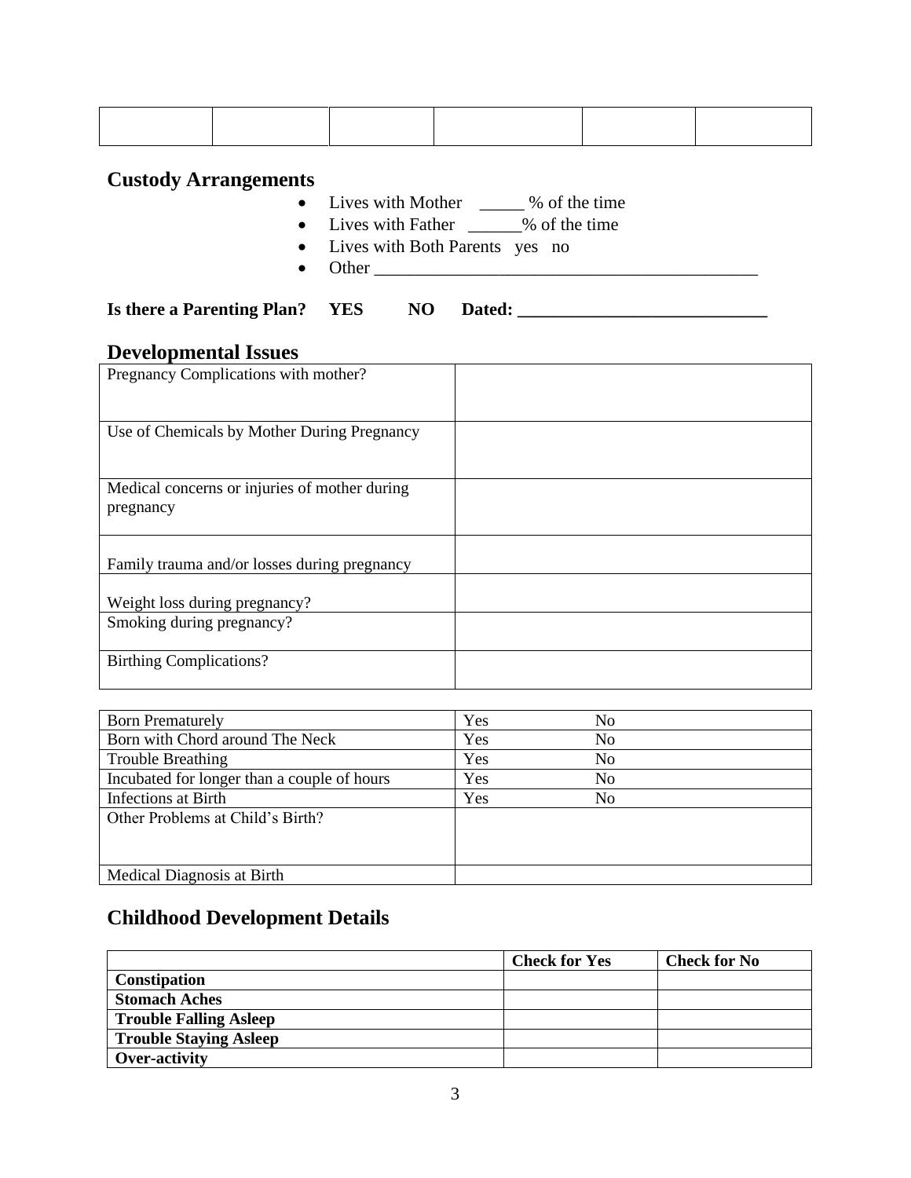| | | | | | |
|---|---|---|---|---|---|
| | | | | | |

## Custody Arrangements

- Lives with Mother _____ % of the time
- Lives with Father ______% of the time
- Lives with Both Parents yes no
- Other ____________________________________________

**Is there a Parenting Plan? YES NO Dated: ____________________________**

## Developmental Issues

| | |
|---|---|
| Pregnancy Complications with mother? | |
| Use of Chemicals by Mother During Pregnancy | |
| Medical concerns or injuries of mother during pregnancy | |
| Family trauma and/or losses during pregnancy | |
| Weight loss during pregnancy? | |
| Smoking during pregnancy? | |
| Birthing Complications? | |

| | | |
|---|---|---|
| Born Prematurely | Yes | No |
| Born with Chord around The Neck | Yes | No |
| Trouble Breathing | Yes | No |
| Incubated for longer than a couple of hours | Yes | No |
| Infections at Birth | Yes | No |
| Other Problems at Child's Birth? | | |
| Medical Diagnosis at Birth | | |

## Childhood Development Details

| | **Check for Yes** | **Check for No** |
|---|---|---|
| **Constipation** | | |
| **Stomach Aches** | | |
| **Trouble Falling Asleep** | | |
| **Trouble Staying Asleep** | | |
| **Over-activity** | | |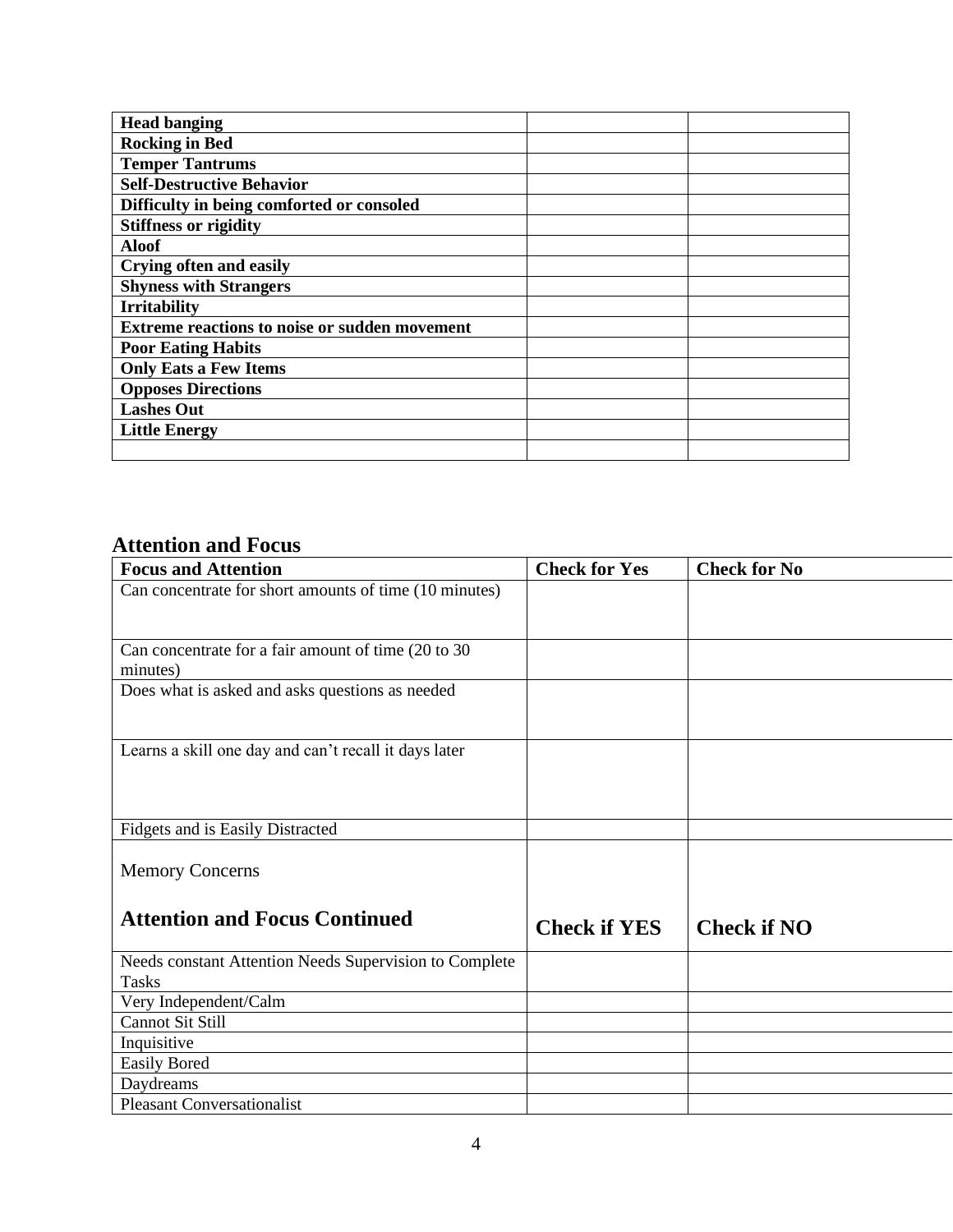| | | |
|---|---|---|
| **Head banging** | | |
| **Rocking in Bed** | | |
| **Temper Tantrums** | | |
| **Self-Destructive Behavior** | | |
| **Difficulty in being comforted or consoled** | | |
| **Stiffness or rigidity** | | |
| **Aloof** | | |
| **Crying often and easily** | | |
| **Shyness with Strangers** | | |
| **Irritability** | | |
| **Extreme reactions to noise or sudden movement** | | |
| **Poor Eating Habits** | | |
| **Only Eats a Few Items** | | |
| **Opposes Directions** | | |
| **Lashes Out** | | |
| **Little Energy** | | |
| | | |

## Attention and Focus

| **Focus and Attention** | **Check for Yes** | **Check for No** |
|---|---|---|
| Can concentrate for short amounts of time (10 minutes) | | |
| Can concentrate for a fair amount of time (20 to 30 minutes) | | |
| Does what is asked and asks questions as needed | | |
| Learns a skill one day and can't recall it days later | | |
| Fidgets and is Easily Distracted | | |
| Memory Concerns | | |
| **Attention and Focus Continued** | **Check if YES** | **Check if NO** |
| Needs constant Attention Needs Supervision to Complete Tasks | | |
| Very Independent/Calm | | |
| Cannot Sit Still | | |
| Inquisitive | | |
| Easily Bored | | |
| Daydreams | | |
| Pleasant Conversationalist | | |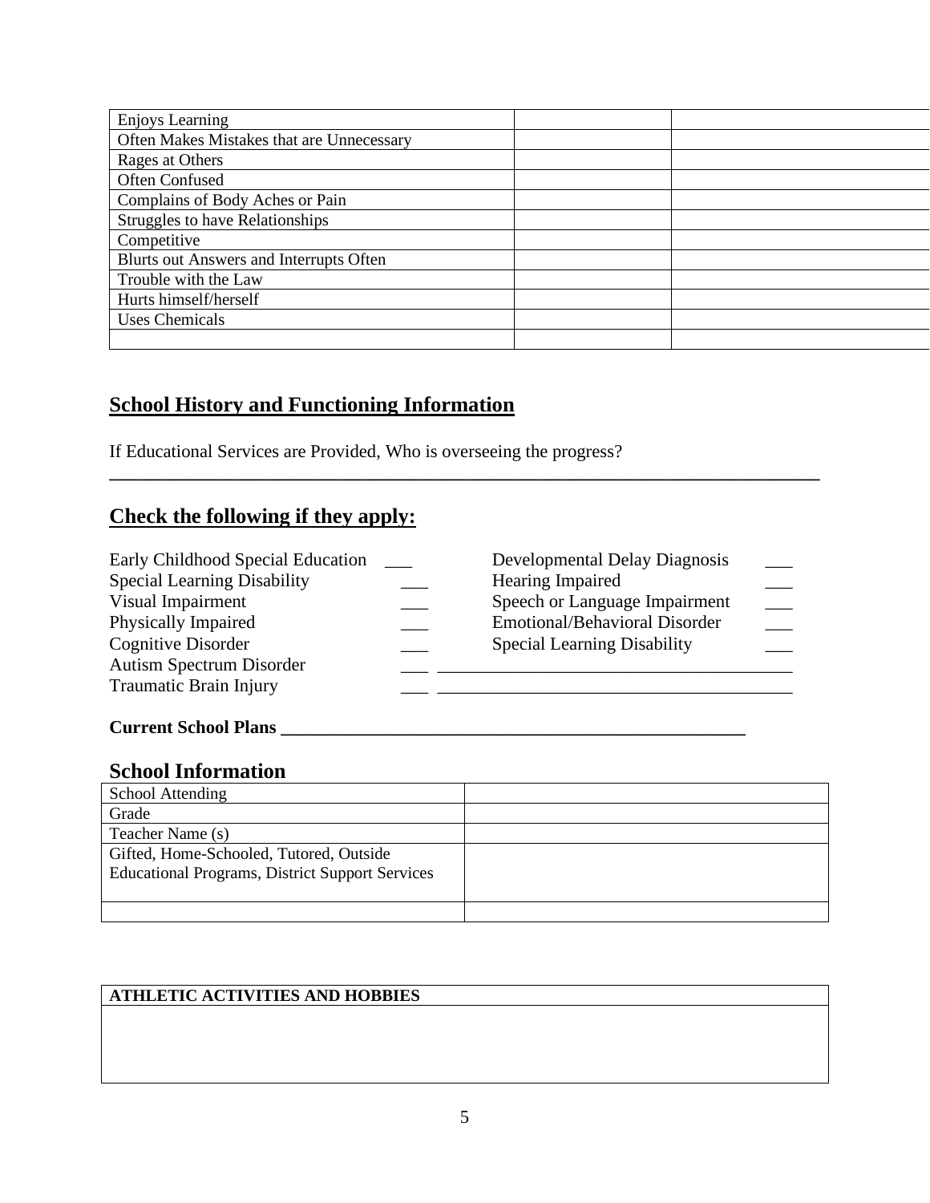| | | |
|---|---|---|
| Enjoys Learning | | |
| Often Makes Mistakes that are Unnecessary | | |
| Rages at Others | | |
| Often Confused | | |
| Complains of Body Aches or Pain | | |
| Struggles to have Relationships | | |
| Competitive | | |
| Blurts out Answers and Interrupts Often | | |
| Trouble with the Law | | |
| Hurts himself/herself | | |
| Uses Chemicals | | |
| | | |

## School History and Functioning Information

If Educational Services are Provided, Who is overseeing the progress?
________________________________________________________________________________

## Check the following if they apply:

Early Childhood Special Education ___
Special Learning Disability ___
Visual Impairment ___
Physically Impaired ___
Cognitive Disorder ___
Autism Spectrum Disorder ___ ________________________________________
Traumatic Brain Injury ___ ________________________________________

Developmental Delay Diagnosis ___
Hearing Impaired ___
Speech or Language Impairment ___
Emotional/Behavioral Disorder ___
Special Learning Disability ___

**Current School Plans** ______________________________________________________

### School Information

| | |
|---|---|
| School Attending | |
| Grade | |
| Teacher Name (s) | |
| Gifted, Home-Schooled, Tutored, Outside Educational Programs, District Support Services | |
| | |

| ATHLETIC ACTIVITIES AND HOBBIES |
|---|
| |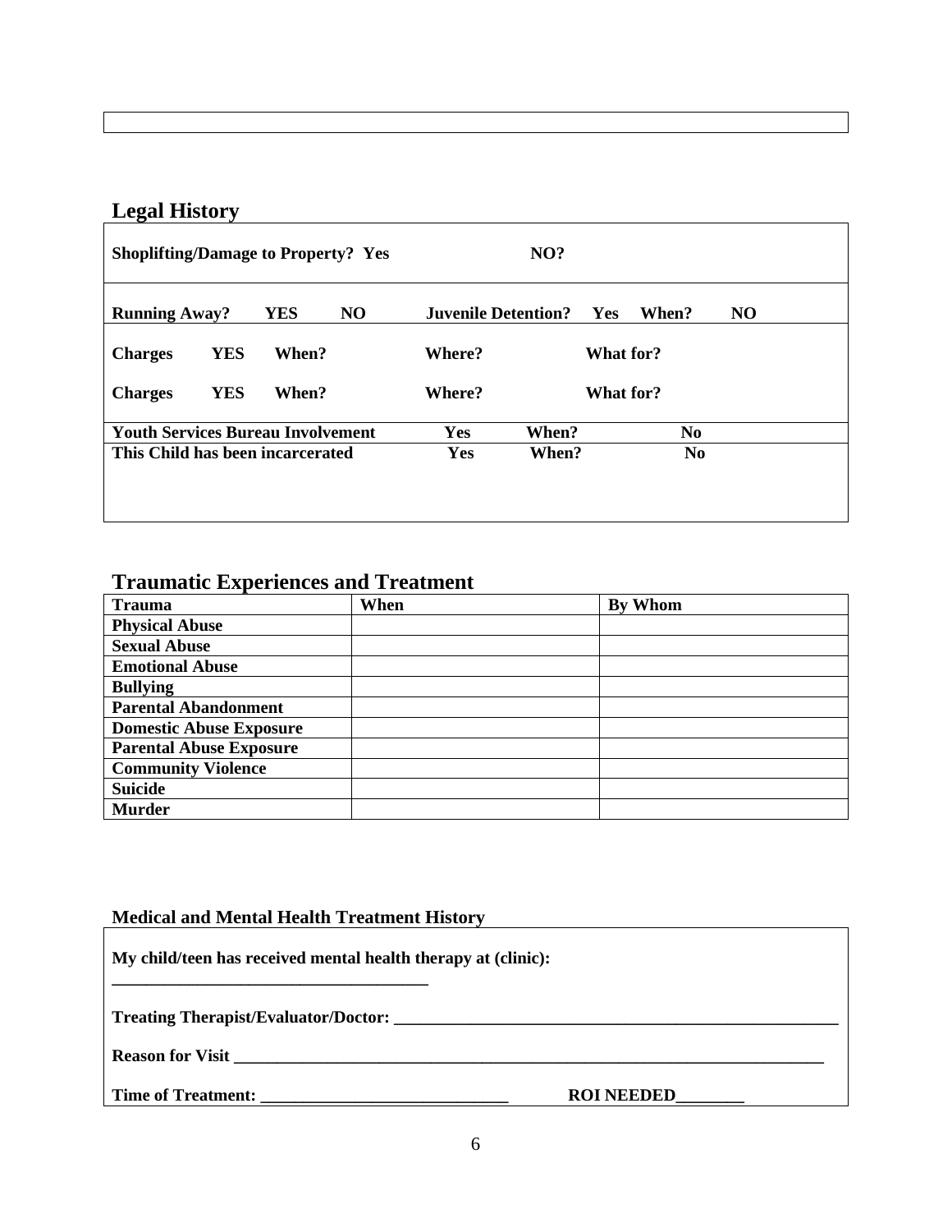## Legal History

**Shoplifting/Damage to Property? Yes NO?**

**Running Away? YES NO** **Juvenile Detention? Yes When? NO**

**Charges YES When? Where? What for?**

**Charges YES When? Where? What for?**

**Youth Services Bureau Involvement Yes When? No**

**This Child has been incarcerated Yes When? No**

## Traumatic Experiences and Treatment

| Trauma | When | By Whom |
|---|---|---|
| **Physical Abuse** | | |
| **Sexual Abuse** | | |
| **Emotional Abuse** | | |
| **Bullying** | | |
| **Parental Abandonment** | | |
| **Domestic Abuse Exposure** | | |
| **Parental Abuse Exposure** | | |
| **Community Violence** | | |
| **Suicide** | | |
| **Murder** | | |

### Medical and Mental Health Treatment History

**My child/teen has received mental health therapy at (clinic):**

**______________________________________**

**Treating Therapist/Evaluator/Doctor: ______________________________________________________**

**Reason for Visit ___________________________________________________________________________**

**Time of Treatment: _____________________________ ROI NEEDED________**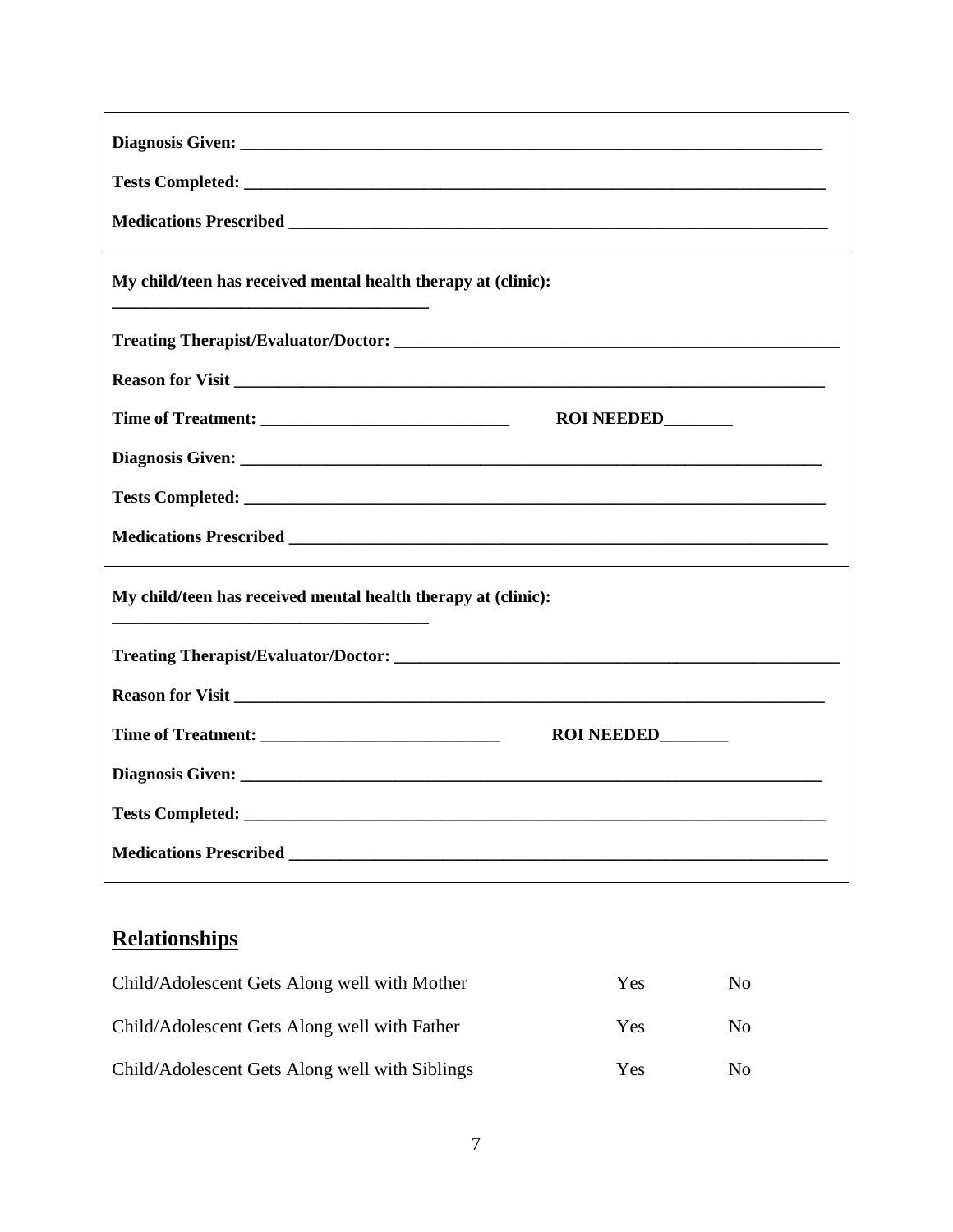**Diagnosis Given:** ______________________________________________________________________

**Tests Completed:** ______________________________________________________________________

**Medications Prescribed** _________________________________________________________________

---

**My child/teen has received mental health therapy at (clinic):**
_____________________________________

**Treating Therapist/Evaluator/Doctor:** ____________________________________________________

**Reason for Visit** _______________________________________________________________________

**Time of Treatment:** ____________________________ **ROI NEEDED**________

**Diagnosis Given:** ______________________________________________________________________

**Tests Completed:** ______________________________________________________________________

**Medications Prescribed** _________________________________________________________________

---

**My child/teen has received mental health therapy at (clinic):**
_____________________________________

**Treating Therapist/Evaluator/Doctor:** ____________________________________________________

**Reason for Visit** _______________________________________________________________________

**Time of Treatment:** ____________________________ **ROI NEEDED**________

**Diagnosis Given:** ______________________________________________________________________

**Tests Completed:** ______________________________________________________________________

**Medications Prescribed** _________________________________________________________________

## Relationships

| | | |
|---|---|---|
| Child/Adolescent Gets Along well with Mother | Yes | No |
| Child/Adolescent Gets Along well with Father | Yes | No |
| Child/Adolescent Gets Along well with Siblings | Yes | No |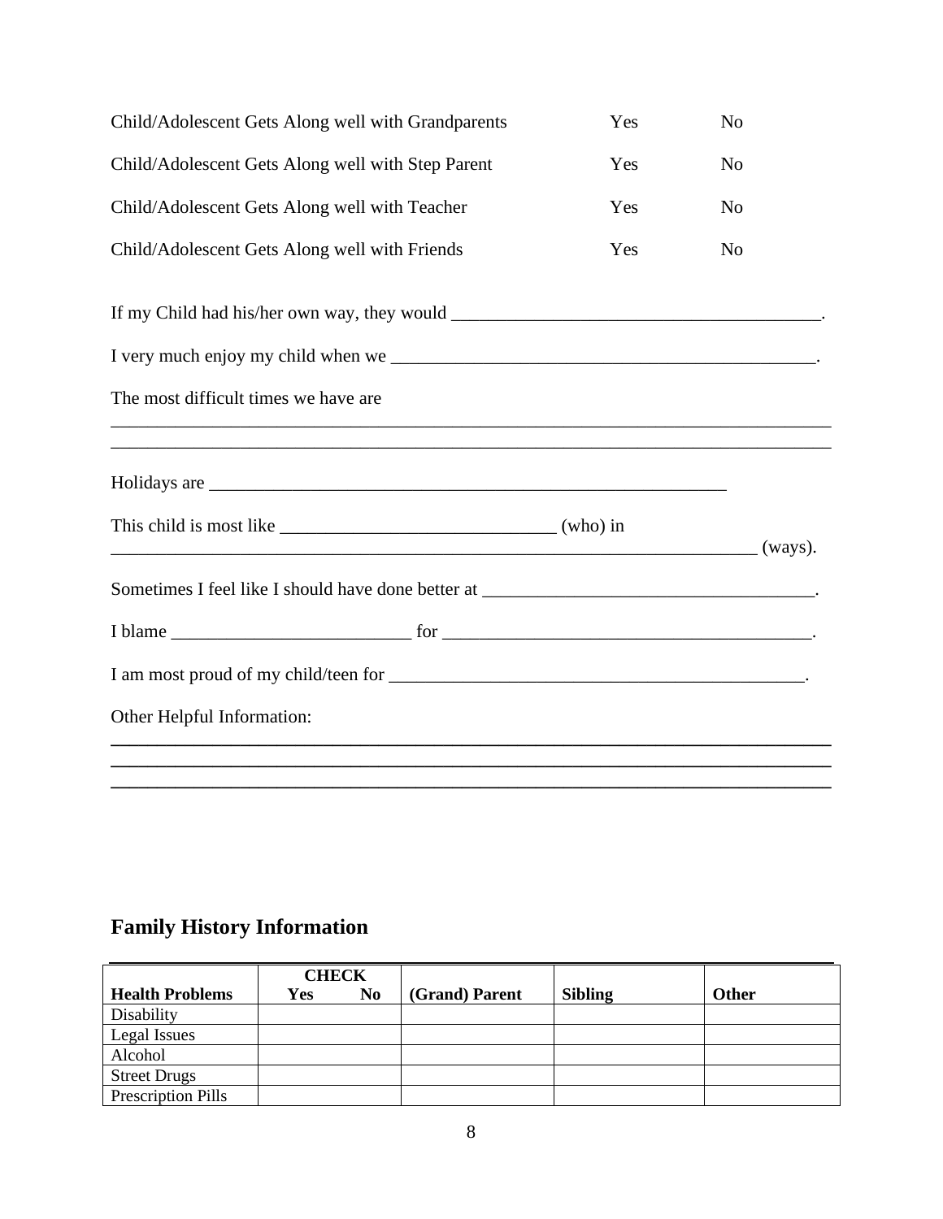Child/Adolescent Gets Along well with Grandparents Yes No

Child/Adolescent Gets Along well with Step Parent Yes No

Child/Adolescent Gets Along well with Teacher Yes No

Child/Adolescent Gets Along well with Friends Yes No

If my Child had his/her own way, they would ________________________________________.

I very much enjoy my child when we ______________________________________________.

The most difficult times we have are

_______________________________________________________________________________

_______________________________________________________________________________

Holidays are ___________________________________________________________

This child is most like ______________________________ (who) in

________________________________________________________________________ (ways).

Sometimes I feel like I should have done better at ____________________________________.

I blame __________________________ for ________________________________________.

I am most proud of my child/teen for ______________________________________________.

Other Helpful Information:

_______________________________________________________________________________

_______________________________________________________________________________

_______________________________________________________________________________

## Family History Information

| Health Problems | CHECK Yes No | (Grand) Parent | Sibling | Other |
|---|---|---|---|---|
| Disability | | | | |
| Legal Issues | | | | |
| Alcohol | | | | |
| Street Drugs | | | | |
| Prescription Pills | | | | |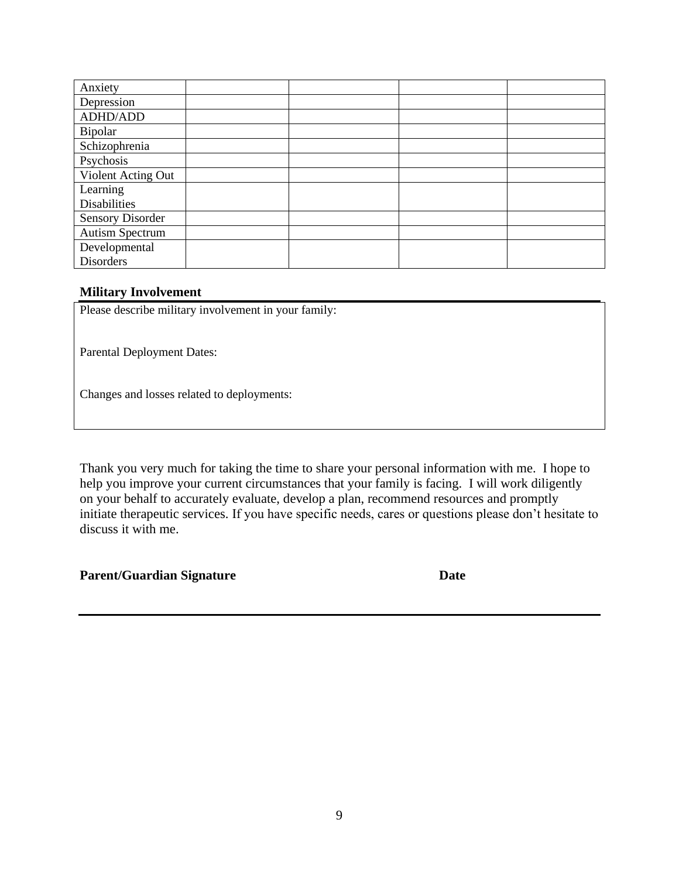| | | | | |
|---|---|---|---|---|
| Anxiety | | | | |
| Depression | | | | |
| ADHD/ADD | | | | |
| Bipolar | | | | |
| Schizophrenia | | | | |
| Psychosis | | | | |
| Violent Acting Out | | | | |
| Learning Disabilities | | | | |
| Sensory Disorder | | | | |
| Autism Spectrum | | | | |
| Developmental Disorders | | | | |

**Military Involvement**

Please describe military involvement in your family:

Parental Deployment Dates:

Changes and losses related to deployments:

Thank you very much for taking the time to share your personal information with me. I hope to help you improve your current circumstances that your family is facing. I will work diligently on your behalf to accurately evaluate, develop a plan, recommend resources and promptly initiate therapeutic services. If you have specific needs, cares or questions please don't hesitate to discuss it with me.

**Parent/Guardian Signature** **Date**